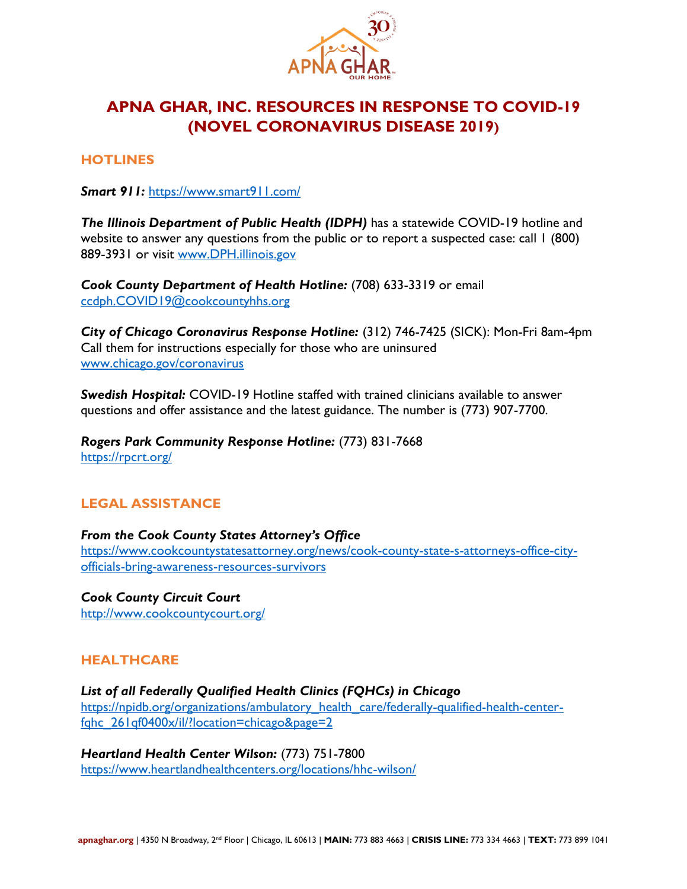# APNA GHAR, INC. RESOURCES IN RESPONSE TO COVID-19 (NOVEL CORONAVIRUS DISEASE 2019)

## HOTLINES

***Smart 911:*** https://www.smart911.com/

***The Illinois Department of Public Health (IDPH)*** has a statewide COVID-19 hotline and website to answer any questions from the public or to report a suspected case: call 1 (800) 889-3931 or visit www.DPH.illinois.gov

***Cook County Department of Health Hotline:*** (708) 633-3319 or email ccdph.COVID19@cookcountyhhs.org

***City of Chicago Coronavirus Response Hotline:*** (312) 746-7425 (SICK): Mon-Fri 8am-4pm
Call them for instructions especially for those who are uninsured
www.chicago.gov/coronavirus

***Swedish Hospital:*** COVID-19 Hotline staffed with trained clinicians available to answer questions and offer assistance and the latest guidance. The number is (773) 907-7700.

***Rogers Park Community Response Hotline:*** (773) 831-7668
https://rpcrt.org/

## LEGAL ASSISTANCE

***From the Cook County States Attorney's Office***
https://www.cookcountystatesattorney.org/news/cook-county-state-s-attorneys-office-city-officials-bring-awareness-resources-survivors

***Cook County Circuit Court***
http://www.cookcountycourt.org/

## HEALTHCARE

***List of all Federally Qualified Health Clinics (FQHCs) in Chicago***
https://npidb.org/organizations/ambulatory_health_care/federally-qualified-health-center-fqhc_261qf0400x/il/?location=chicago&page=2

***Heartland Health Center Wilson:*** (773) 751-7800
https://www.heartlandhealthcenters.org/locations/hhc-wilson/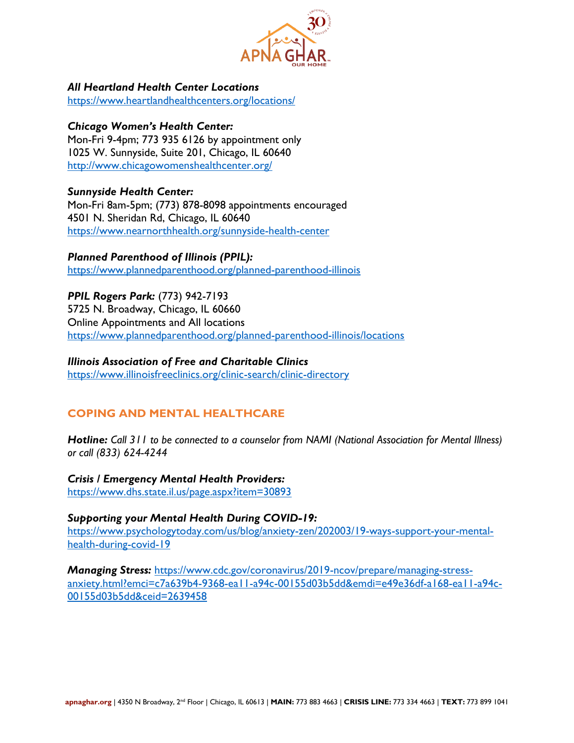***All Heartland Health Center Locations***
https://www.heartlandhealthcenters.org/locations/

***Chicago Women's Health Center:***
Mon-Fri 9-4pm; 773 935 6126 by appointment only
1025 W. Sunnyside, Suite 201, Chicago, IL 60640
http://www.chicagowomenshealthcenter.org/

***Sunnyside Health Center:***
Mon-Fri 8am-5pm; (773) 878-8098 appointments encouraged
4501 N. Sheridan Rd, Chicago, IL 60640
https://www.nearnorthhealth.org/sunnyside-health-center

***Planned Parenthood of Illinois (PPIL):***
https://www.plannedparenthood.org/planned-parenthood-illinois

***PPIL Rogers Park:*** (773) 942-7193
5725 N. Broadway, Chicago, IL 60660
Online Appointments and All locations
https://www.plannedparenthood.org/planned-parenthood-illinois/locations

***Illinois Association of Free and Charitable Clinics***
https://www.illinoisfreeclinics.org/clinic-search/clinic-directory

## COPING AND MENTAL HEALTHCARE

***Hotline:*** *Call 311 to be connected to a counselor from NAMI (National Association for Mental Illness) or call (833) 624-4244*

***Crisis / Emergency Mental Health Providers:***
https://www.dhs.state.il.us/page.aspx?item=30893

***Supporting your Mental Health During COVID-19:***
https://www.psychologytoday.com/us/blog/anxiety-zen/202003/19-ways-support-your-mental-health-during-covid-19

***Managing Stress:*** https://www.cdc.gov/coronavirus/2019-ncov/prepare/managing-stress-anxiety.html?emci=c7a639b4-9368-ea11-a94c-00155d03b5dd&emdi=e49e36df-a168-ea11-a94c-00155d03b5dd&ceid=2639458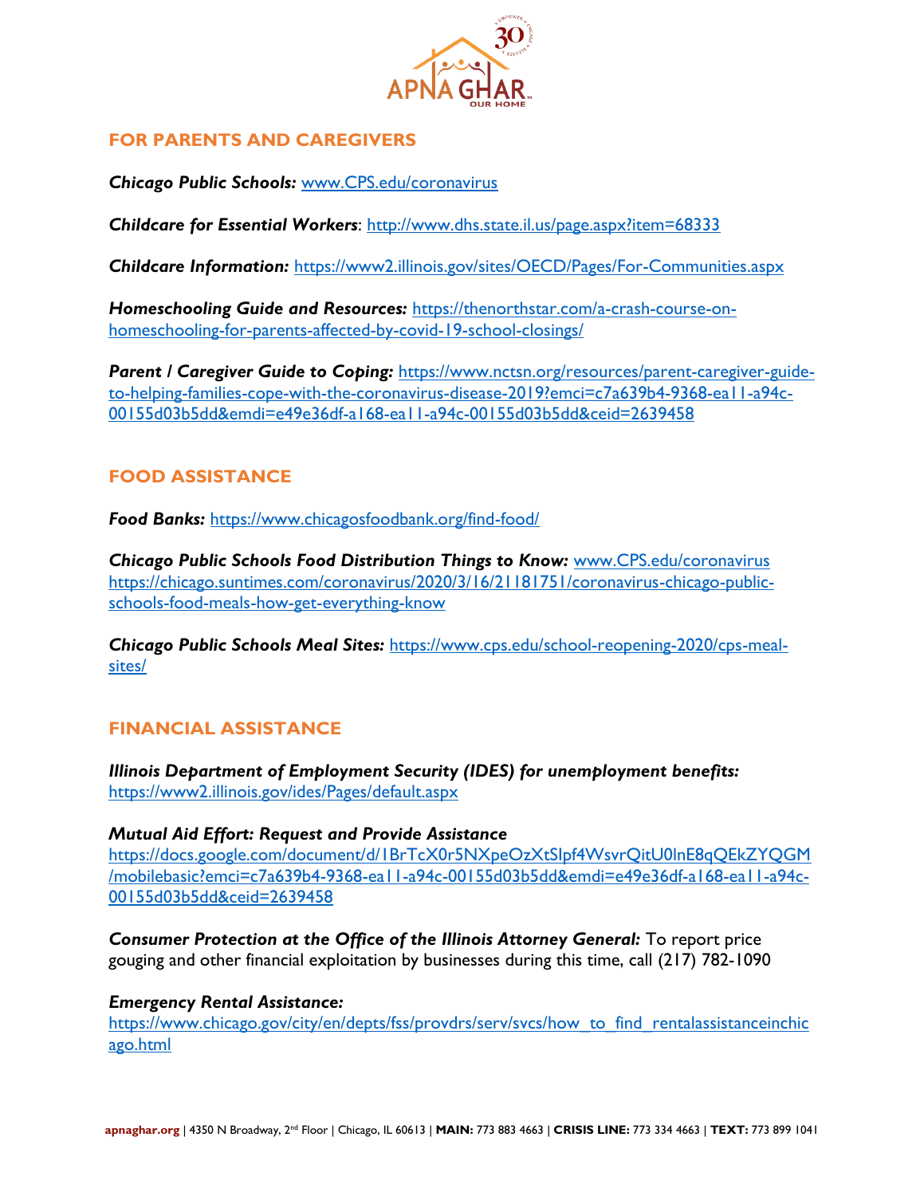## FOR PARENTS AND CAREGIVERS

***Chicago Public Schools:*** www.CPS.edu/coronavirus

***Childcare for Essential Workers***: http://www.dhs.state.il.us/page.aspx?item=68333

***Childcare Information:*** https://www2.illinois.gov/sites/OECD/Pages/For-Communities.aspx

***Homeschooling Guide and Resources:*** https://thenorthstar.com/a-crash-course-on-homeschooling-for-parents-affected-by-covid-19-school-closings/

***Parent / Caregiver Guide to Coping:*** https://www.nctsn.org/resources/parent-caregiver-guide-to-helping-families-cope-with-the-coronavirus-disease-2019?emci=c7a639b4-9368-ea11-a94c-00155d03b5dd&emdi=e49e36df-a168-ea11-a94c-00155d03b5dd&ceid=2639458

## FOOD ASSISTANCE

***Food Banks:*** https://www.chicagosfoodbank.org/find-food/

***Chicago Public Schools Food Distribution Things to Know:*** www.CPS.edu/coronavirus https://chicago.suntimes.com/coronavirus/2020/3/16/21181751/coronavirus-chicago-public-schools-food-meals-how-get-everything-know

***Chicago Public Schools Meal Sites:*** https://www.cps.edu/school-reopening-2020/cps-meal-sites/

## FINANCIAL ASSISTANCE

***Illinois Department of Employment Security (IDES) for unemployment benefits:*** https://www2.illinois.gov/ides/Pages/default.aspx

***Mutual Aid Effort: Request and Provide Assistance***
https://docs.google.com/document/d/1BrTcX0r5NXpeOzXtSIpf4WsvrQitU0lnE8qQEkZYQGM/mobilebasic?emci=c7a639b4-9368-ea11-a94c-00155d03b5dd&emdi=e49e36df-a168-ea11-a94c-00155d03b5dd&ceid=2639458

***Consumer Protection at the Office of the Illinois Attorney General:*** To report price gouging and other financial exploitation by businesses during this time, call (217) 782-1090

***Emergency Rental Assistance:***
https://www.chicago.gov/city/en/depts/fss/provdrs/serv/svcs/how_to_find_rentalassistanceinchicago.html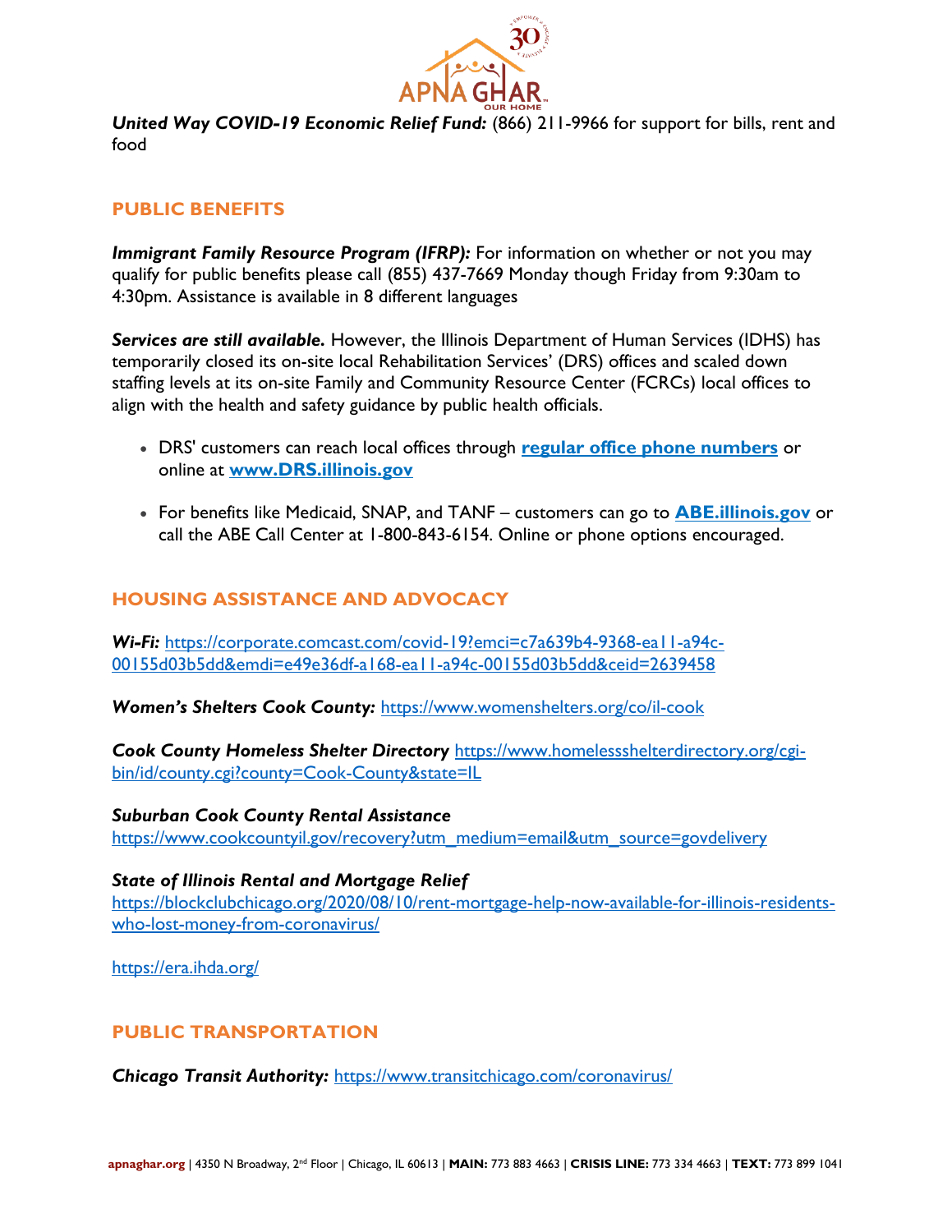***United Way COVID-19 Economic Relief Fund:*** (866) 211-9966 for support for bills, rent and food

## PUBLIC BENEFITS

***Immigrant Family Resource Program (IFRP):*** For information on whether or not you may qualify for public benefits please call (855) 437-7669 Monday though Friday from 9:30am to 4:30pm. Assistance is available in 8 different languages

***Services are still available.*** However, the Illinois Department of Human Services (IDHS) has temporarily closed its on-site local Rehabilitation Services' (DRS) offices and scaled down staffing levels at its on-site Family and Community Resource Center (FCRCs) local offices to align with the health and safety guidance by public health officials.

- DRS' customers can reach local offices through **regular office phone numbers** or online at **www.DRS.illinois.gov**
- For benefits like Medicaid, SNAP, and TANF – customers can go to **ABE.illinois.gov** or call the ABE Call Center at 1-800-843-6154. Online or phone options encouraged.

## HOUSING ASSISTANCE AND ADVOCACY

***Wi-Fi:*** https://corporate.comcast.com/covid-19?emci=c7a639b4-9368-ea11-a94c-00155d03b5dd&emdi=e49e36df-a168-ea11-a94c-00155d03b5dd&ceid=2639458

***Women's Shelters Cook County:*** https://www.womenshelters.org/co/il-cook

***Cook County Homeless Shelter Directory*** https://www.homelessshelterdirectory.org/cgi-bin/id/county.cgi?county=Cook-County&state=IL

***Suburban Cook County Rental Assistance***
https://www.cookcountyil.gov/recovery?utm_medium=email&utm_source=govdelivery

***State of Illinois Rental and Mortgage Relief***
https://blockclubchicago.org/2020/08/10/rent-mortgage-help-now-available-for-illinois-residents-who-lost-money-from-coronavirus/

https://era.ihda.org/

## PUBLIC TRANSPORTATION

***Chicago Transit Authority:*** https://www.transitchicago.com/coronavirus/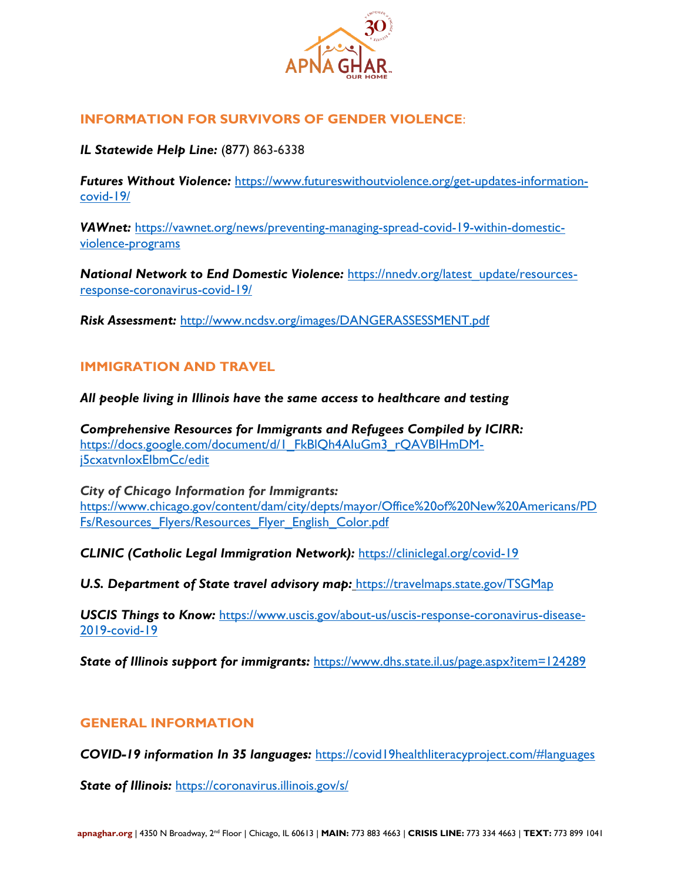## INFORMATION FOR SURVIVORS OF GENDER VIOLENCE:

***IL Statewide Help Line:*** (877) 863-6338

***Futures Without Violence:*** https://www.futureswithoutviolence.org/get-updates-information-covid-19/

***VAWnet:*** https://vawnet.org/news/preventing-managing-spread-covid-19-within-domestic-violence-programs

***National Network to End Domestic Violence:*** https://nnedv.org/latest_update/resources-response-coronavirus-covid-19/

***Risk Assessment:*** http://www.ncdsv.org/images/DANGERASSESSMENT.pdf

## IMMIGRATION AND TRAVEL

***All people living in Illinois have the same access to healthcare and testing***

***Comprehensive Resources for Immigrants and Refugees Compiled by ICIRR:*** https://docs.google.com/document/d/1_FkBlQh4AIuGm3_rQAVBIHmDM-j5cxatvnloxElbmCc/edit

***City of Chicago Information for Immigrants:*** https://www.chicago.gov/content/dam/city/depts/mayor/Office%20of%20New%20Americans/PDFs/Resources_Flyers/Resources_Flyer_English_Color.pdf

***CLINIC (Catholic Legal Immigration Network):*** https://cliniclegal.org/covid-19

***U.S. Department of State travel advisory map:*** https://travelmaps.state.gov/TSGMap

***USCIS Things to Know:*** https://www.uscis.gov/about-us/uscis-response-coronavirus-disease-2019-covid-19

***State of Illinois support for immigrants:*** https://www.dhs.state.il.us/page.aspx?item=124289

## GENERAL INFORMATION

***COVID-19 information In 35 languages:*** https://covid19healthliteracyproject.com/#languages

***State of Illinois:*** https://coronavirus.illinois.gov/s/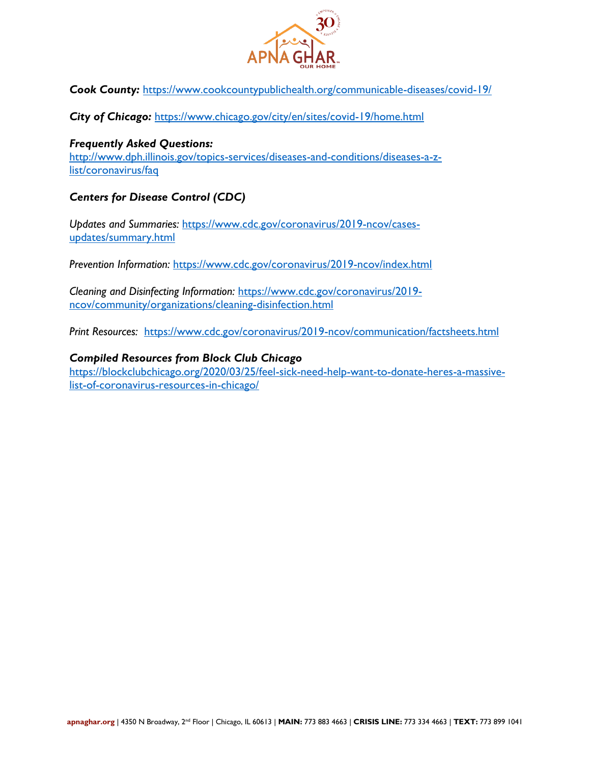***Cook County:*** https://www.cookcountypublichealth.org/communicable-diseases/covid-19/

***City of Chicago:*** https://www.chicago.gov/city/en/sites/covid-19/home.html

***Frequently Asked Questions:***
http://www.dph.illinois.gov/topics-services/diseases-and-conditions/diseases-a-z-list/coronavirus/faq

***Centers for Disease Control (CDC)***

*Updates and Summaries:* https://www.cdc.gov/coronavirus/2019-ncov/cases-updates/summary.html

*Prevention Information:* https://www.cdc.gov/coronavirus/2019-ncov/index.html

*Cleaning and Disinfecting Information:* https://www.cdc.gov/coronavirus/2019-ncov/community/organizations/cleaning-disinfection.html

*Print Resources:* https://www.cdc.gov/coronavirus/2019-ncov/communication/factsheets.html

***Compiled Resources from Block Club Chicago***
https://blockclubchicago.org/2020/03/25/feel-sick-need-help-want-to-donate-heres-a-massive-list-of-coronavirus-resources-in-chicago/